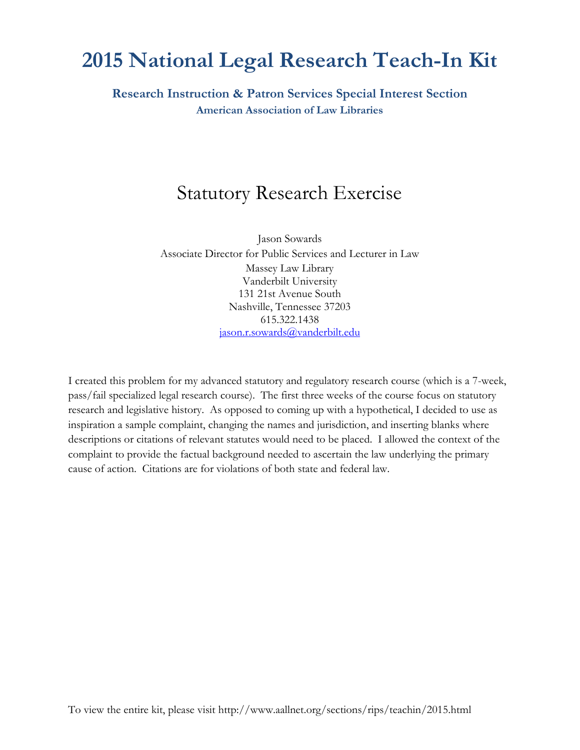# 2015 National Legal Research Teach-In Kit

**Research Instruction & Patron Services Special Interest Section**
**American Association of Law Libraries**

## Statutory Research Exercise

Jason Sowards
Associate Director for Public Services and Lecturer in Law
Massey Law Library
Vanderbilt University
131 21st Avenue South
Nashville, Tennessee 37203
615.322.1438
jason.r.sowards@vanderbilt.edu

I created this problem for my advanced statutory and regulatory research course (which is a 7-week, pass/fail specialized legal research course). The first three weeks of the course focus on statutory research and legislative history. As opposed to coming up with a hypothetical, I decided to use as inspiration a sample complaint, changing the names and jurisdiction, and inserting blanks where descriptions or citations of relevant statutes would need to be placed. I allowed the context of the complaint to provide the factual background needed to ascertain the law underlying the primary cause of action. Citations are for violations of both state and federal law.

To view the entire kit, please visit http://www.aallnet.org/sections/rips/teachin/2015.html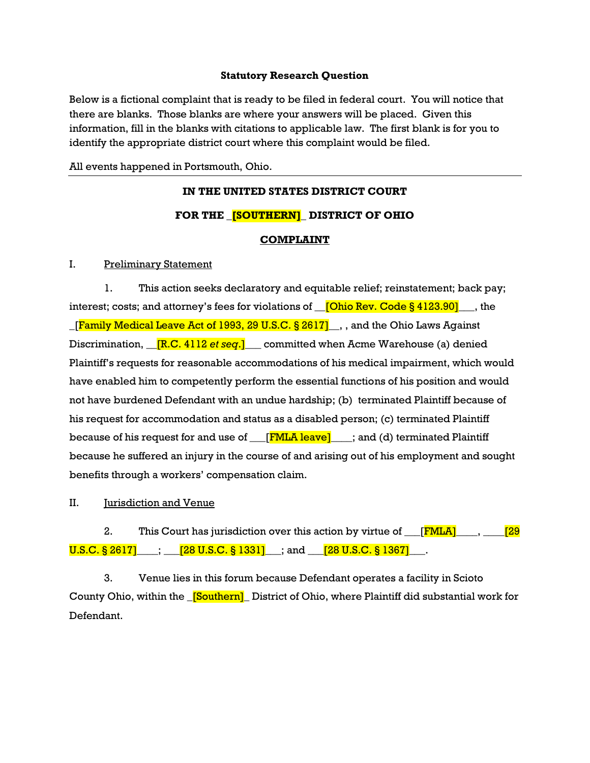**Statistical Research Question**

Below is a fictional complaint that is ready to be filed in federal court. You will notice that there are blanks. Those blanks are where your answers will be placed. Given this information, fill in the blanks with citations to applicable law. The first blank is for you to identify the appropriate district court where this complaint would be filed.

All events happened in Portsmouth, Ohio.

---

**IN THE UNITED STATES DISTRICT COURT**

**FOR THE _[SOUTHERN]_ DISTRICT OF OHIO**

**COMPLAINT**

I. Preliminary Statement

1. This action seeks declaratory and equitable relief; reinstatement; back pay; interest; costs; and attorney's fees for violations of __[Ohio Rev. Code § 4123.90]___, the _[Family Medical Leave Act of 1993, 29 U.S.C. § 2617]__, , and the Ohio Laws Against Discrimination, __[R.C. 4112 *et seq*.]___ committed when Acme Warehouse (a) denied Plaintiff's requests for reasonable accommodations of his medical impairment, which would have enabled him to competently perform the essential functions of his position and would not have burdened Defendant with an undue hardship; (b) terminated Plaintiff because of his request for accommodation and status as a disabled person; (c) terminated Plaintiff because of his request for and use of ___[FMLA leave]____; and (d) terminated Plaintiff because he suffered an injury in the course of and arising out of his employment and sought benefits through a workers' compensation claim.

II. Jurisdiction and Venue

2. This Court has jurisdiction over this action by virtue of ___[FMLA]____, ____[29 U.S.C. § 2617]____; ___[28 U.S.C. § 1331]___; and ___[28 U.S.C. § 1367]___.

3. Venue lies in this forum because Defendant operates a facility in Scioto County Ohio, within the _[Southern]_ District of Ohio, where Plaintiff did substantial work for Defendant.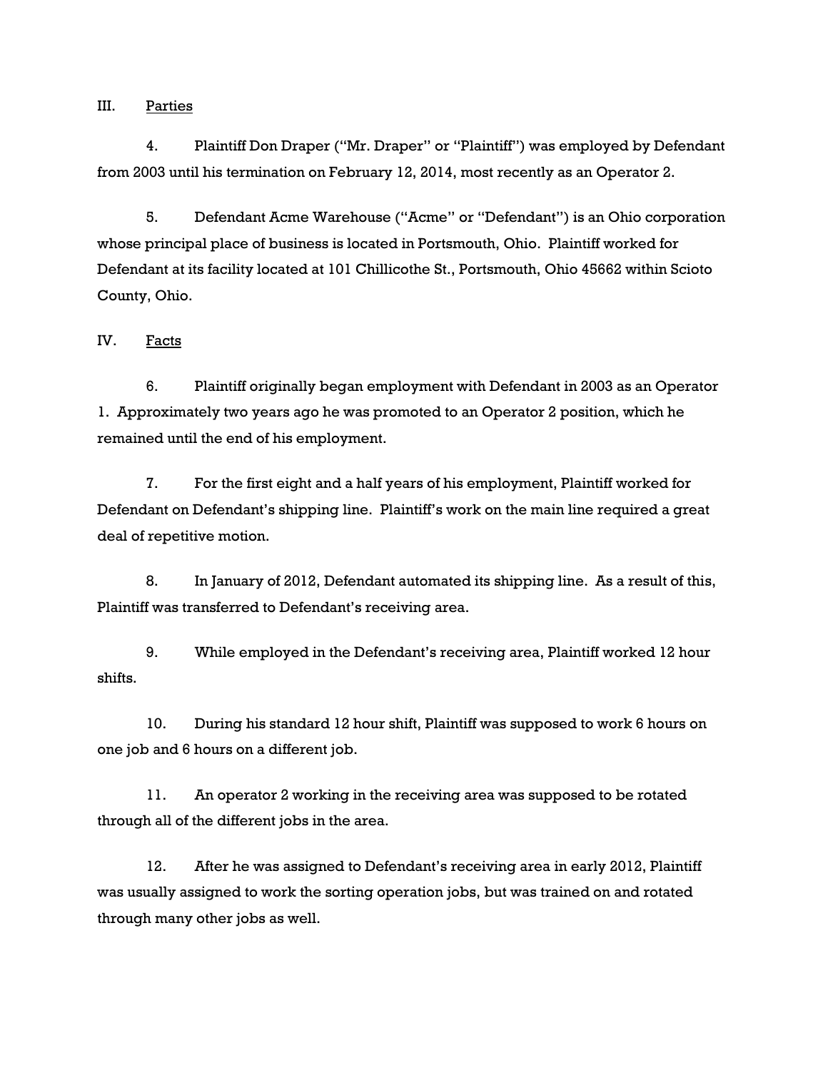## III. Parties

4. Plaintiff Don Draper ("Mr. Draper" or "Plaintiff") was employed by Defendant from 2003 until his termination on February 12, 2014, most recently as an Operator 2.

5. Defendant Acme Warehouse ("Acme" or "Defendant") is an Ohio corporation whose principal place of business is located in Portsmouth, Ohio. Plaintiff worked for Defendant at its facility located at 101 Chillicothe St., Portsmouth, Ohio 45662 within Scioto County, Ohio.

## IV. Facts

6. Plaintiff originally began employment with Defendant in 2003 as an Operator 1. Approximately two years ago he was promoted to an Operator 2 position, which he remained until the end of his employment.

7. For the first eight and a half years of his employment, Plaintiff worked for Defendant on Defendant's shipping line. Plaintiff's work on the main line required a great deal of repetitive motion.

8. In January of 2012, Defendant automated its shipping line. As a result of this, Plaintiff was transferred to Defendant's receiving area.

9. While employed in the Defendant's receiving area, Plaintiff worked 12 hour shifts.

10. During his standard 12 hour shift, Plaintiff was supposed to work 6 hours on one job and 6 hours on a different job.

11. An operator 2 working in the receiving area was supposed to be rotated through all of the different jobs in the area.

12. After he was assigned to Defendant's receiving area in early 2012, Plaintiff was usually assigned to work the sorting operation jobs, but was trained on and rotated through many other jobs as well.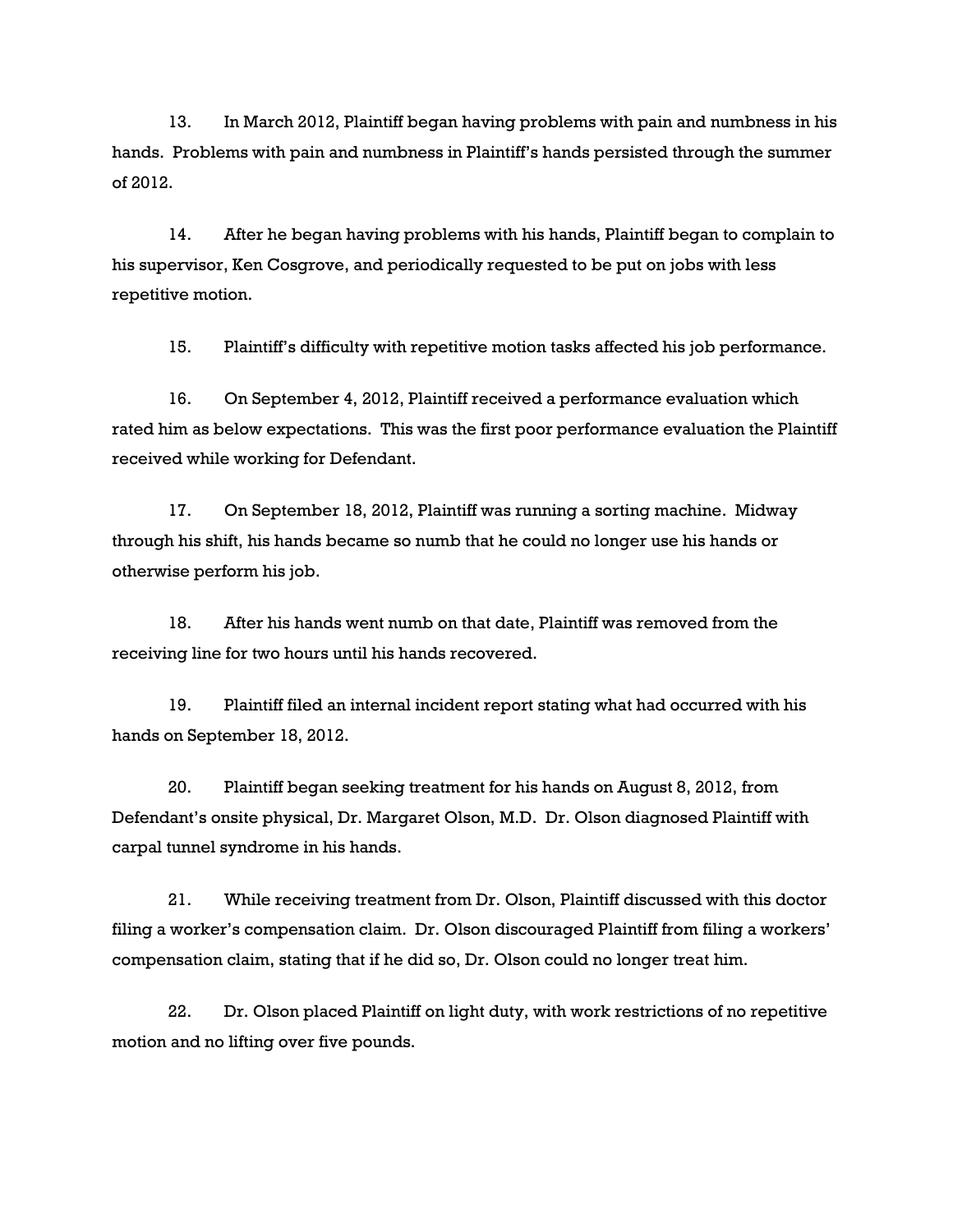13. In March 2012, Plaintiff began having problems with pain and numbness in his hands. Problems with pain and numbness in Plaintiff's hands persisted through the summer of 2012.

14. After he began having problems with his hands, Plaintiff began to complain to his supervisor, Ken Cosgrove, and periodically requested to be put on jobs with less repetitive motion.

15. Plaintiff's difficulty with repetitive motion tasks affected his job performance.

16. On September 4, 2012, Plaintiff received a performance evaluation which rated him as below expectations. This was the first poor performance evaluation the Plaintiff received while working for Defendant.

17. On September 18, 2012, Plaintiff was running a sorting machine. Midway through his shift, his hands became so numb that he could no longer use his hands or otherwise perform his job.

18. After his hands went numb on that date, Plaintiff was removed from the receiving line for two hours until his hands recovered.

19. Plaintiff filed an internal incident report stating what had occurred with his hands on September 18, 2012.

20. Plaintiff began seeking treatment for his hands on August 8, 2012, from Defendant's onsite physical, Dr. Margaret Olson, M.D. Dr. Olson diagnosed Plaintiff with carpal tunnel syndrome in his hands.

21. While receiving treatment from Dr. Olson, Plaintiff discussed with this doctor filing a worker's compensation claim. Dr. Olson discouraged Plaintiff from filing a workers' compensation claim, stating that if he did so, Dr. Olson could no longer treat him.

22. Dr. Olson placed Plaintiff on light duty, with work restrictions of no repetitive motion and no lifting over five pounds.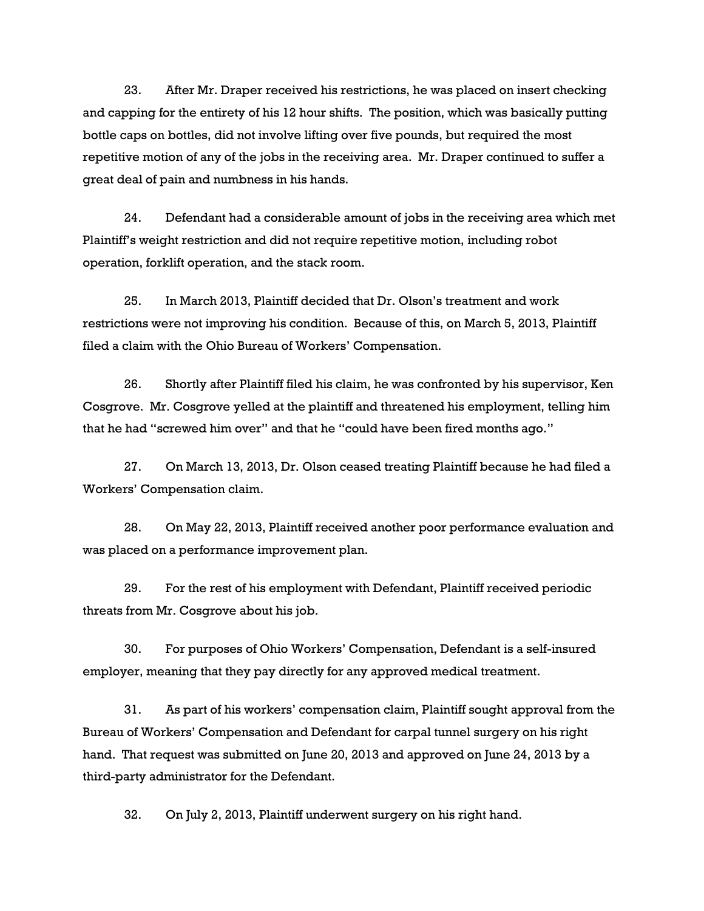23. After Mr. Draper received his restrictions, he was placed on insert checking and capping for the entirety of his 12 hour shifts. The position, which was basically putting bottle caps on bottles, did not involve lifting over five pounds, but required the most repetitive motion of any of the jobs in the receiving area. Mr. Draper continued to suffer a great deal of pain and numbness in his hands.

24. Defendant had a considerable amount of jobs in the receiving area which met Plaintiff's weight restriction and did not require repetitive motion, including robot operation, forklift operation, and the stack room.

25. In March 2013, Plaintiff decided that Dr. Olson's treatment and work restrictions were not improving his condition. Because of this, on March 5, 2013, Plaintiff filed a claim with the Ohio Bureau of Workers' Compensation.

26. Shortly after Plaintiff filed his claim, he was confronted by his supervisor, Ken Cosgrove. Mr. Cosgrove yelled at the plaintiff and threatened his employment, telling him that he had "screwed him over" and that he "could have been fired months ago."

27. On March 13, 2013, Dr. Olson ceased treating Plaintiff because he had filed a Workers' Compensation claim.

28. On May 22, 2013, Plaintiff received another poor performance evaluation and was placed on a performance improvement plan.

29. For the rest of his employment with Defendant, Plaintiff received periodic threats from Mr. Cosgrove about his job.

30. For purposes of Ohio Workers' Compensation, Defendant is a self-insured employer, meaning that they pay directly for any approved medical treatment.

31. As part of his workers' compensation claim, Plaintiff sought approval from the Bureau of Workers' Compensation and Defendant for carpal tunnel surgery on his right hand. That request was submitted on June 20, 2013 and approved on June 24, 2013 by a third-party administrator for the Defendant.

32. On July 2, 2013, Plaintiff underwent surgery on his right hand.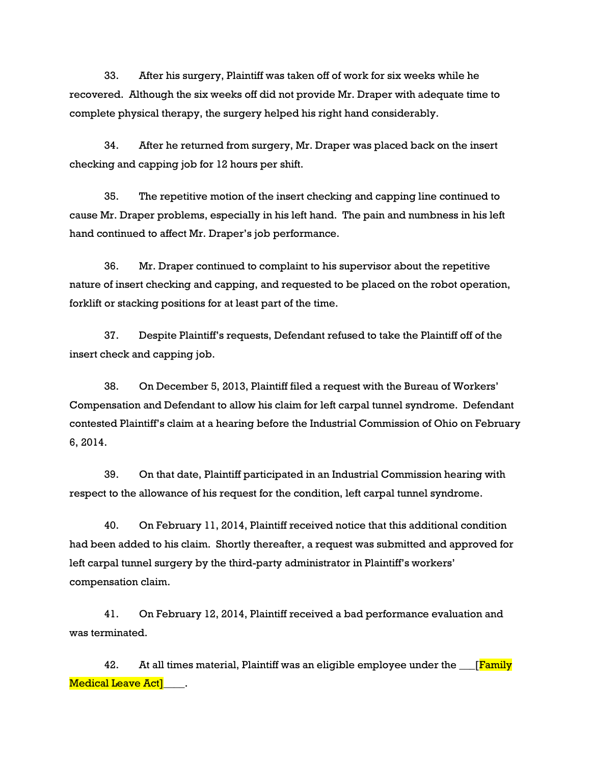33. After his surgery, Plaintiff was taken off of work for six weeks while he recovered. Although the six weeks off did not provide Mr. Draper with adequate time to complete physical therapy, the surgery helped his right hand considerably.

34. After he returned from surgery, Mr. Draper was placed back on the insert checking and capping job for 12 hours per shift.

35. The repetitive motion of the insert checking and capping line continued to cause Mr. Draper problems, especially in his left hand. The pain and numbness in his left hand continued to affect Mr. Draper's job performance.

36. Mr. Draper continued to complaint to his supervisor about the repetitive nature of insert checking and capping, and requested to be placed on the robot operation, forklift or stacking positions for at least part of the time.

37. Despite Plaintiff's requests, Defendant refused to take the Plaintiff off of the insert check and capping job.

38. On December 5, 2013, Plaintiff filed a request with the Bureau of Workers' Compensation and Defendant to allow his claim for left carpal tunnel syndrome. Defendant contested Plaintiff's claim at a hearing before the Industrial Commission of Ohio on February 6, 2014.

39. On that date, Plaintiff participated in an Industrial Commission hearing with respect to the allowance of his request for the condition, left carpal tunnel syndrome.

40. On February 11, 2014, Plaintiff received notice that this additional condition had been added to his claim. Shortly thereafter, a request was submitted and approved for left carpal tunnel surgery by the third-party administrator in Plaintiff's workers' compensation claim.

41. On February 12, 2014, Plaintiff received a bad performance evaluation and was terminated.

42. At all times material, Plaintiff was an eligible employee under the ___[Family Medical Leave Act]____.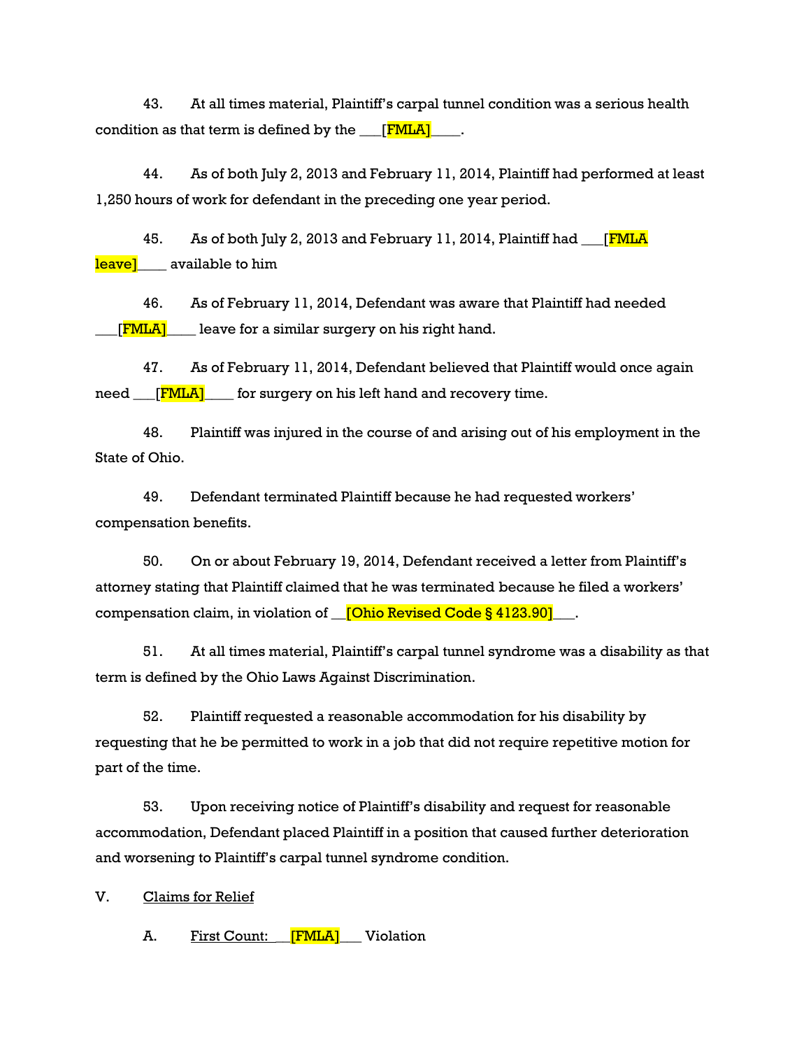43. At all times material, Plaintiff's carpal tunnel condition was a serious health condition as that term is defined by the ___[FMLA]____.

44. As of both July 2, 2013 and February 11, 2014, Plaintiff had performed at least 1,250 hours of work for defendant in the preceding one year period.

45. As of both July 2, 2013 and February 11, 2014, Plaintiff had ___[FMLA leave]____ available to him

46. As of February 11, 2014, Defendant was aware that Plaintiff had needed ___[FMLA]____ leave for a similar surgery on his right hand.

47. As of February 11, 2014, Defendant believed that Plaintiff would once again need ___[FMLA]____ for surgery on his left hand and recovery time.

48. Plaintiff was injured in the course of and arising out of his employment in the State of Ohio.

49. Defendant terminated Plaintiff because he had requested workers' compensation benefits.

50. On or about February 19, 2014, Defendant received a letter from Plaintiff's attorney stating that Plaintiff claimed that he was terminated because he filed a workers' compensation claim, in violation of __[Ohio Revised Code § 4123.90]___.

51. At all times material, Plaintiff's carpal tunnel syndrome was a disability as that term is defined by the Ohio Laws Against Discrimination.

52. Plaintiff requested a reasonable accommodation for his disability by requesting that he be permitted to work in a job that did not require repetitive motion for part of the time.

53. Upon receiving notice of Plaintiff's disability and request for reasonable accommodation, Defendant placed Plaintiff in a position that caused further deterioration and worsening to Plaintiff's carpal tunnel syndrome condition.

## V. Claims for Relief

### A. First Count: __[FMLA]___ Violation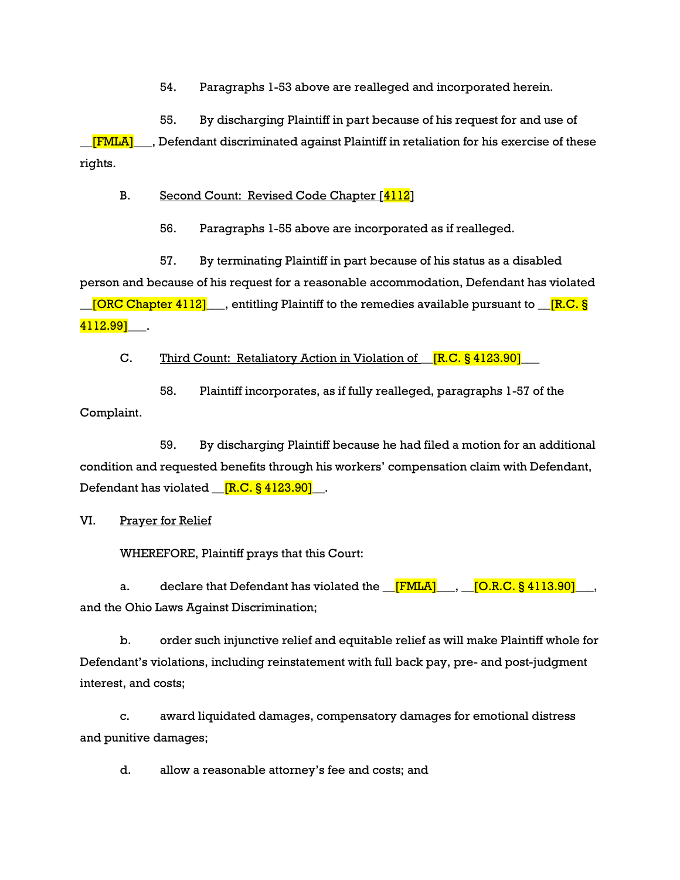54. Paragraphs 1-53 above are realleged and incorporated herein.

55. By discharging Plaintiff in part because of his request for and use of __[FMLA]___, Defendant discriminated against Plaintiff in retaliation for his exercise of these rights.

B. Second Count: Revised Code Chapter [4112]

56. Paragraphs 1-55 above are incorporated as if realleged.

57. By terminating Plaintiff in part because of his status as a disabled person and because of his request for a reasonable accommodation, Defendant has violated __[ORC Chapter 4112]___, entitling Plaintiff to the remedies available pursuant to __[R.C. § 4112.99]___.

C. Third Count: Retaliatory Action in Violation of __[R.C. § 4123.90]___

58. Plaintiff incorporates, as if fully realleged, paragraphs 1-57 of the Complaint.

59. By discharging Plaintiff because he had filed a motion for an additional condition and requested benefits through his workers' compensation claim with Defendant, Defendant has violated __[R.C. § 4123.90]__.

VI. Prayer for Relief

WHEREFORE, Plaintiff prays that this Court:

a. declare that Defendant has violated the __[FMLA]___, __[O.R.C. § 4113.90]___, and the Ohio Laws Against Discrimination;

b. order such injunctive relief and equitable relief as will make Plaintiff whole for Defendant's violations, including reinstatement with full back pay, pre- and post-judgment interest, and costs;

c. award liquidated damages, compensatory damages for emotional distress and punitive damages;

d. allow a reasonable attorney's fee and costs; and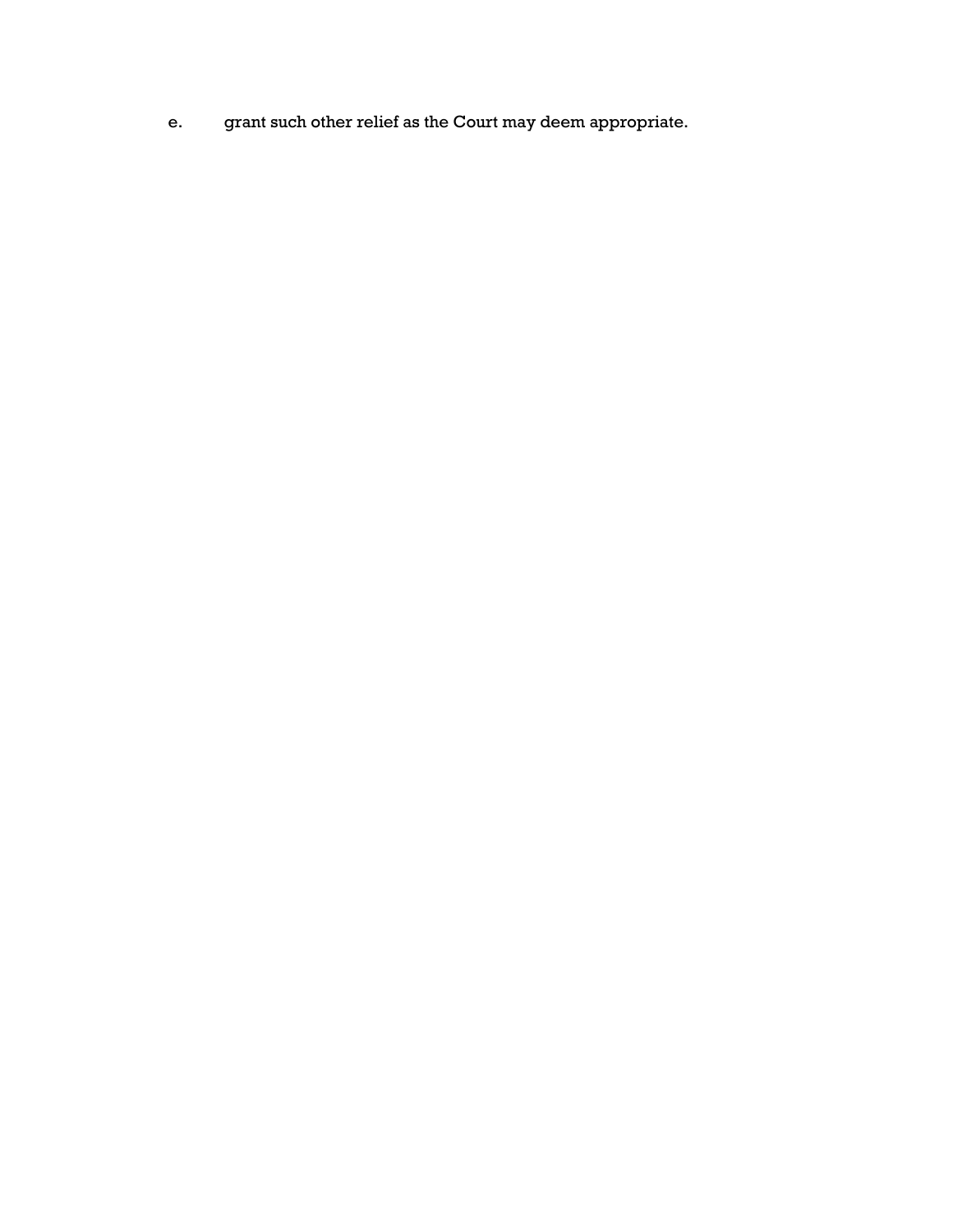e. grant such other relief as the Court may deem appropriate.